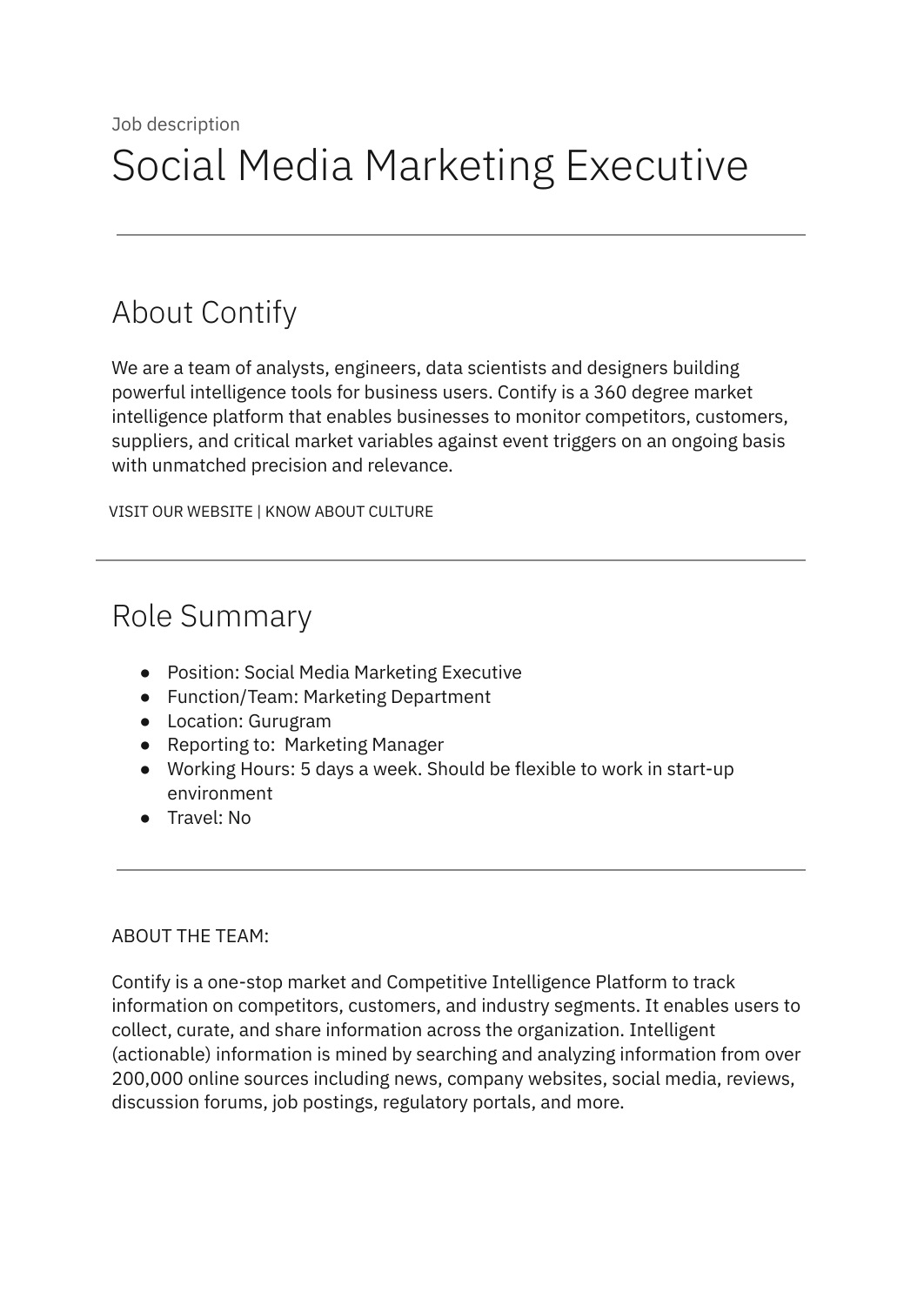Job description

# Social Media Marketing Executive

---

## About Contify

We are a team of analysts, engineers, data scientists and designers building powerful intelligence tools for business users. Contify is a 360 degree market intelligence platform that enables businesses to monitor competitors, customers, suppliers, and critical market variables against event triggers on an ongoing basis with unmatched precision and relevance.

VISIT OUR WEBSITE | KNOW ABOUT CULTURE

---

## Role Summary

- Position: Social Media Marketing Executive
- Function/Team: Marketing Department
- Location: Gurugram
- Reporting to: Marketing Manager
- Working Hours: 5 days a week. Should be flexible to work in start-up environment
- Travel: No

---

ABOUT THE TEAM:

Contify is a one-stop market and Competitive Intelligence Platform to track information on competitors, customers, and industry segments. It enables users to collect, curate, and share information across the organization. Intelligent (actionable) information is mined by searching and analyzing information from over 200,000 online sources including news, company websites, social media, reviews, discussion forums, job postings, regulatory portals, and more.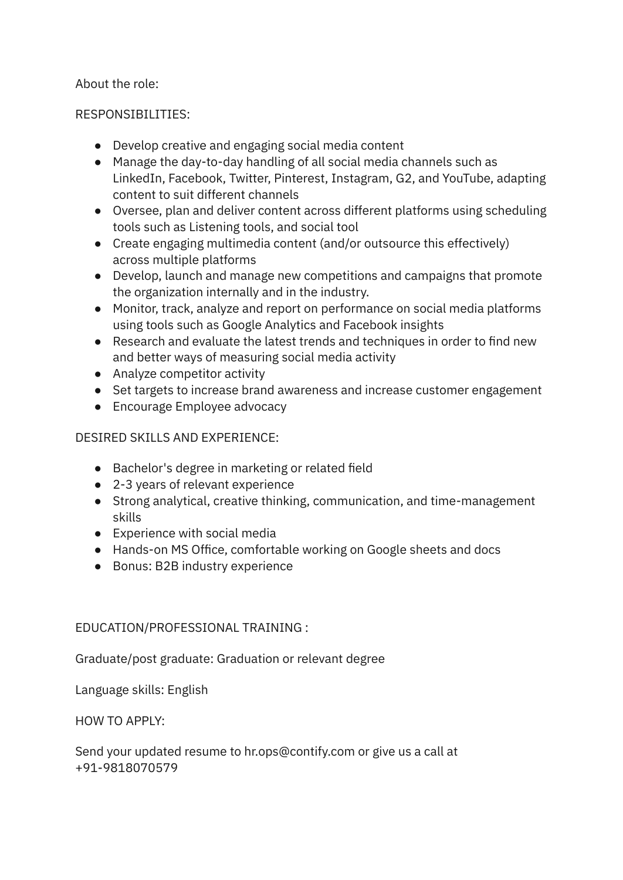About the role:

RESPONSIBILITIES:

- Develop creative and engaging social media content
- Manage the day-to-day handling of all social media channels such as LinkedIn, Facebook, Twitter, Pinterest, Instagram, G2, and YouTube, adapting content to suit different channels
- Oversee, plan and deliver content across different platforms using scheduling tools such as Listening tools, and social tool
- Create engaging multimedia content (and/or outsource this effectively) across multiple platforms
- Develop, launch and manage new competitions and campaigns that promote the organization internally and in the industry.
- Monitor, track, analyze and report on performance on social media platforms using tools such as Google Analytics and Facebook insights
- Research and evaluate the latest trends and techniques in order to find new and better ways of measuring social media activity
- Analyze competitor activity
- Set targets to increase brand awareness and increase customer engagement
- Encourage Employee advocacy

DESIRED SKILLS AND EXPERIENCE:

- Bachelor's degree in marketing or related field
- 2-3 years of relevant experience
- Strong analytical, creative thinking, communication, and time-management skills
- Experience with social media
- Hands-on MS Office, comfortable working on Google sheets and docs
- Bonus: B2B industry experience

EDUCATION/PROFESSIONAL TRAINING :

Graduate/post graduate: Graduation or relevant degree

Language skills: English

HOW TO APPLY:

Send your updated resume to hr.ops@contify.com or give us a call at +91-9818070579